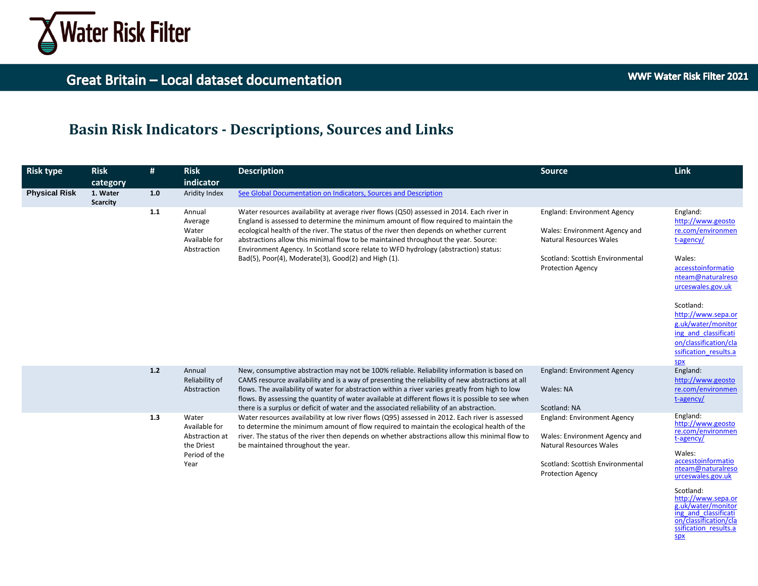# Water Risk Filter

## Great Britain – Local dataset documentation

WWF Water Risk Filter 2021

## Basin Risk Indicators - Descriptions, Sources and Links

| Risk type | Risk category | # | Risk indicator | Description | Source | Link |
|---|---|---|---|---|---|---|
| **Physical Risk** | **1. Water Scarcity** | **1.0** | Aridity Index | See Global Documentation on Indicators, Sources and Description | | |
| | | **1.1** | Annual Average Water Available for Abstraction | Water resources availability at average river flows (Q50) assessed in 2014. Each river in England is assessed to determine the minimum amount of flow required to maintain the ecological health of the river. The status of the river then depends on whether current abstractions allow this minimal flow to be maintained throughout the year. Source: Environment Agency. In Scotland score relate to WFD hydrology (abstraction) status: Bad(5), Poor(4), Moderate(3), Good(2) and High (1). | England: Environment Agency<br><br>Wales: Environment Agency and Natural Resources Wales<br><br>Scotland: Scottish Environmental Protection Agency | England: http://www.geostore.com/environment-agency/<br><br>Wales: accesstoinformationteam@naturalresourceswales.gov.uk<br><br>Scotland: http://www.sepa.org.uk/water/monitoring_and_classification/classification/classification_results.aspx |
| | | **1.2** | Annual Reliability of Abstraction | New, consumptive abstraction may not be 100% reliable. Reliability information is based on CAMS resource availability and is a way of presenting the reliability of new abstractions at all flows. The availability of water for abstraction within a river varies greatly from high to low flows. By assessing the quantity of water available at different flows it is possible to see when there is a surplus or deficit of water and the associated reliability of an abstraction. | England: Environment Agency<br><br>Wales: NA<br><br>Scotland: NA | England: http://www.geostore.com/environment-agency/ |
| | | **1.3** | Water Available for Abstraction at the Driest Period of the Year | Water resources availability at low river flows (Q95) assessed in 2012. Each river is assessed to determine the minimum amount of flow required to maintain the ecological health of the river. The status of the river then depends on whether abstractions allow this minimal flow to be maintained throughout the year. | England: Environment Agency<br><br>Wales: Environment Agency and Natural Resources Wales<br><br>Scotland: Scottish Environmental Protection Agency | England: http://www.geostore.com/environment-agency/<br><br>Wales: accesstoinformationteam@naturalresourceswales.gov.uk<br><br>Scotland: http://www.sepa.org.uk/water/monitoring_and_classification/classification/classification_results.aspx |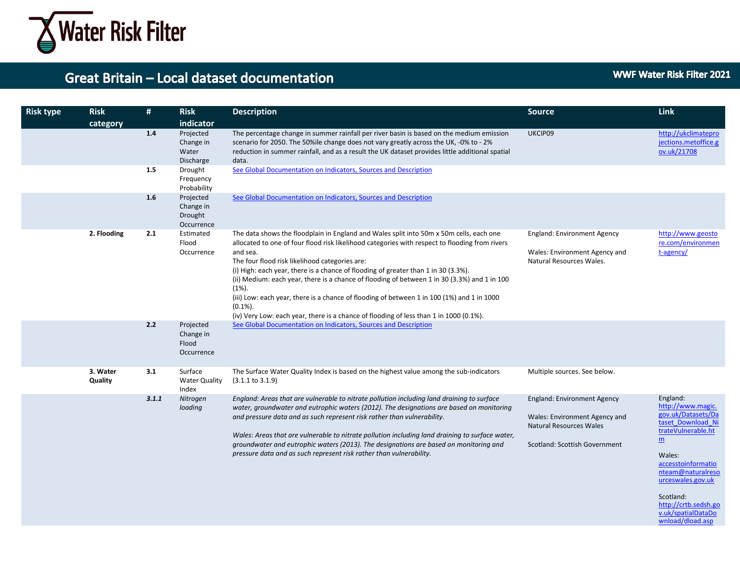# Great Britain – Local dataset documentation

| Risk type | Risk category | # | Risk indicator | Description | Source | Link |
|---|---|---|---|---|---|---|
| | | 1.4 | Projected Change in Water Discharge | The percentage change in summer rainfall per river basin is based on the medium emission scenario for 2050. The 50%ile change does not vary greatly across the UK, -0% to - 2% reduction in summer rainfall, and as a result the UK dataset provides little additional spatial data. | UKCIP09 | http://ukclimateprojections.metoffice.gov.uk/21708 |
| | | 1.5 | Drought Frequency Probability | See Global Documentation on Indicators, Sources and Description | | |
| | | 1.6 | Projected Change in Drought Occurrence | See Global Documentation on Indicators, Sources and Description | | |
| | **2. Flooding** | 2.1 | Estimated Flood Occurrence | The data shows the floodplain in England and Wales split into 50m x 50m cells, each one allocated to one of four flood risk likelihood categories with respect to flooding from rivers and sea.<br>The four flood risk likelihood categories are:<br>(i) High: each year, there is a chance of flooding of greater than 1 in 30 (3.3%).<br>(ii) Medium: each year, there is a chance of flooding of between 1 in 30 (3.3%) and 1 in 100 (1%).<br>(iii) Low: each year, there is a chance of flooding of between 1 in 100 (1%) and 1 in 1000 (0.1%).<br>(iv) Very Low: each year, there is a chance of flooding of less than 1 in 1000 (0.1%). | England: Environment Agency<br><br>Wales: Environment Agency and Natural Resources Wales. | http://www.geostore.com/environment-agency/ |
| | | 2.2 | Projected Change in Flood Occurrence | See Global Documentation on Indicators, Sources and Description | | |
| | **3. Water Quality** | 3.1 | Surface Water Quality Index | The Surface Water Quality Index is based on the highest value among the sub-indicators (3.1.1 to 3.1.9) | Multiple sources. See below. | |
| | | *3.1.1* | *Nitrogen loading* | *England: Areas that are vulnerable to nitrate pollution including land draining to surface water, groundwater and eutrophic waters (2012). The designations are based on monitoring and pressure data and as such represent risk rather than vulnerability.*<br><br>*Wales: Areas that are vulnerable to nitrate pollution including land draining to surface water, groundwater and eutrophic waters (2013). The designations are based on monitoring and pressure data and as such represent risk rather than vulnerability.* | England: Environment Agency<br><br>Wales: Environment Agency and Natural Resources Wales<br><br>Scotland: Scottish Government | England: http://www.magic.gov.uk/Datasets/Dataset_Download_NitrateVulnerable.htm<br><br>Wales: accesstoinformationteam@naturalresourceswales.gov.uk<br><br>Scotland: http://crtb.sedsh.gov.uk/spatialDataDownload/dload.asp |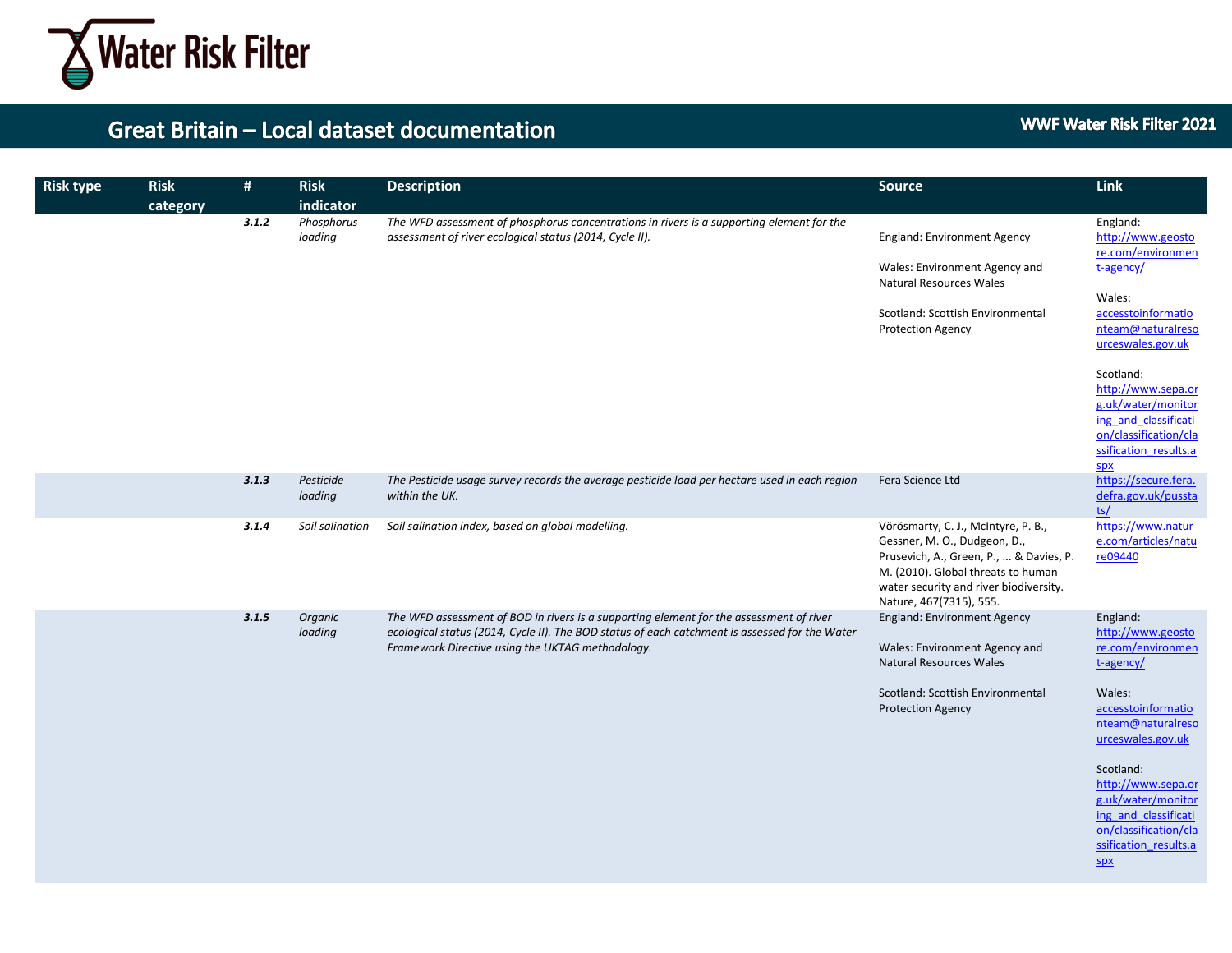# Great Britain – Local dataset documentation

WWF Water Risk Filter 2021

| Risk type | Risk category | # | Risk indicator | Description | Source | Link |
|---|---|---|---|---|---|---|
| | | ***3.1.2*** | *Phosphorus loading* | *The WFD assessment of phosphorus concentrations in rivers is a supporting element for the assessment of river ecological status (2014, Cycle II).* | England: Environment Agency<br><br>Wales: Environment Agency and Natural Resources Wales<br><br>Scotland: Scottish Environmental Protection Agency | England: http://www.geostore.com/environment-agency/<br><br>Wales: accesstoinformationteam@naturalresourceswales.gov.uk<br><br>Scotland: http://www.sepa.org.uk/water/monitoring_and_classification/classification/classification_results.aspx |
| | | ***3.1.3*** | *Pesticide loading* | *The Pesticide usage survey records the average pesticide load per hectare used in each region within the UK.* | Fera Science Ltd | https://secure.fera.defra.gov.uk/pusstats/ |
| | | ***3.1.4*** | *Soil salination* | *Soil salination index, based on global modelling.* | Vörösmarty, C. J., McIntyre, P. B., Gessner, M. O., Dudgeon, D., Prusevich, A., Green, P., ... & Davies, P. M. (2010). Global threats to human water security and river biodiversity. Nature, 467(7315), 555. | https://www.nature.com/articles/nature09440 |
| | | ***3.1.5*** | *Organic loading* | *The WFD assessment of BOD in rivers is a supporting element for the assessment of river ecological status (2014, Cycle II). The BOD status of each catchment is assessed for the Water Framework Directive using the UKTAG methodology.* | England: Environment Agency<br><br>Wales: Environment Agency and Natural Resources Wales<br><br>Scotland: Scottish Environmental Protection Agency | England: http://www.geostore.com/environment-agency/<br><br>Wales: accesstoinformationteam@naturalresourceswales.gov.uk<br><br>Scotland: http://www.sepa.org.uk/water/monitoring_and_classification/classification/classification_results.aspx |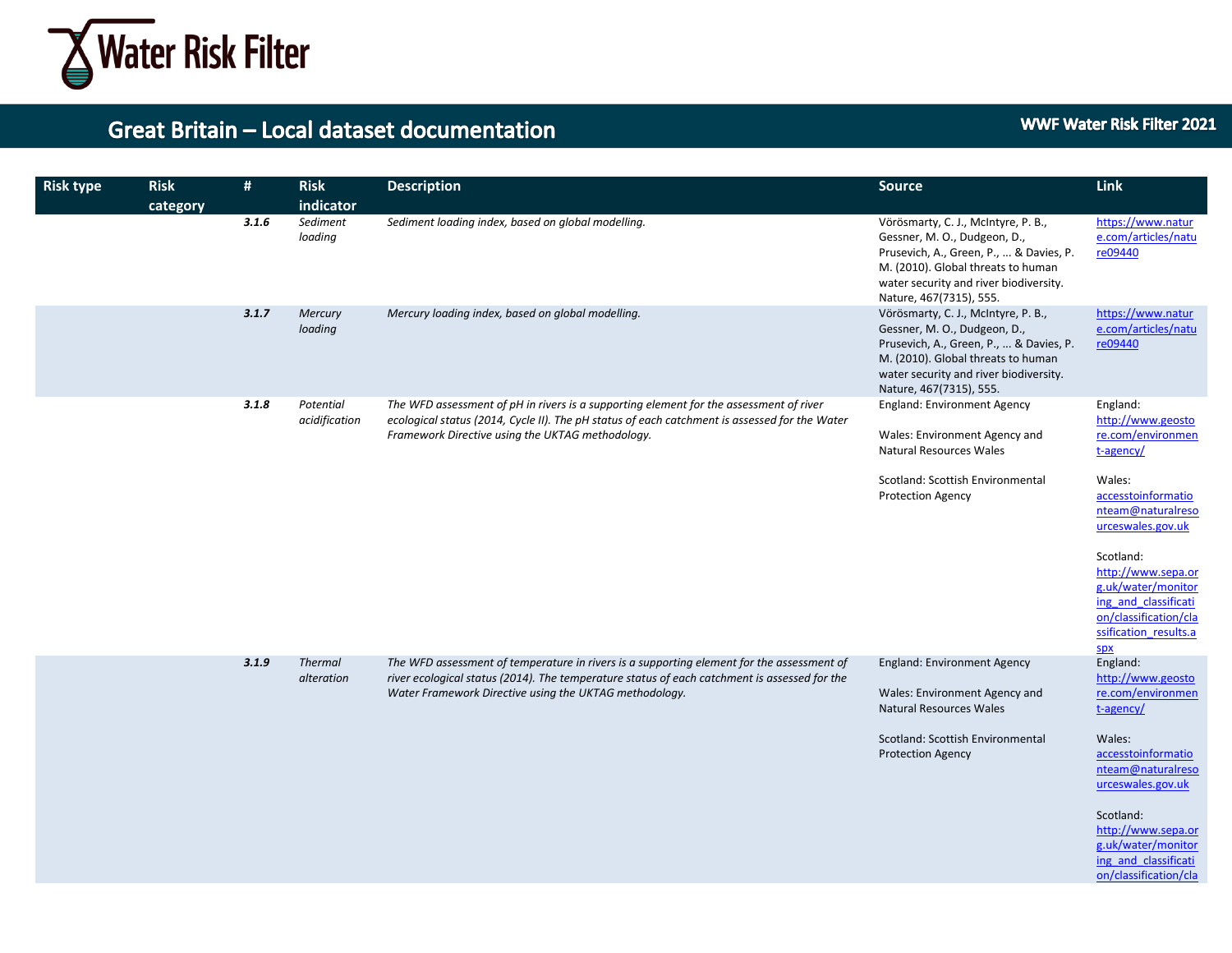# Great Britain – Local dataset documentation

WWF Water Risk Filter 2021

| Risk type | Risk category | # | Risk indicator | Description | Source | Link |
|---|---|---|---|---|---|---|
| | | ***3.1.6*** | *Sediment loading* | *Sediment loading index, based on global modelling.* | Vörösmarty, C. J., McIntyre, P. B., Gessner, M. O., Dudgeon, D., Prusevich, A., Green, P., ... & Davies, P. M. (2010). Global threats to human water security and river biodiversity. Nature, 467(7315), 555. | https://www.nature.com/articles/nature09440 |
| | | ***3.1.7*** | *Mercury loading* | *Mercury loading index, based on global modelling.* | Vörösmarty, C. J., McIntyre, P. B., Gessner, M. O., Dudgeon, D., Prusevich, A., Green, P., ... & Davies, P. M. (2010). Global threats to human water security and river biodiversity. Nature, 467(7315), 555. | https://www.nature.com/articles/nature09440 |
| | | ***3.1.8*** | *Potential acidification* | *The WFD assessment of pH in rivers is a supporting element for the assessment of river ecological status (2014, Cycle II). The pH status of each catchment is assessed for the Water Framework Directive using the UKTAG methodology.* | England: Environment Agency<br><br>Wales: Environment Agency and Natural Resources Wales<br><br>Scotland: Scottish Environmental Protection Agency | England: http://www.geostore.com/environment-agency/<br><br>Wales: accesstoinformationteam@naturalresourceswales.gov.uk<br><br>Scotland: http://www.sepa.org.uk/water/monitoring_and_classification/classification/classification_results.aspx |
| | | ***3.1.9*** | *Thermal alteration* | *The WFD assessment of temperature in rivers is a supporting element for the assessment of river ecological status (2014). The temperature status of each catchment is assessed for the Water Framework Directive using the UKTAG methodology.* | England: Environment Agency<br><br>Wales: Environment Agency and Natural Resources Wales<br><br>Scotland: Scottish Environmental Protection Agency | England: http://www.geostore.com/environment-agency/<br><br>Wales: accesstoinformationteam@naturalresourceswales.gov.uk<br><br>Scotland: http://www.sepa.org.uk/water/monitoring_and_classification/classification/cla |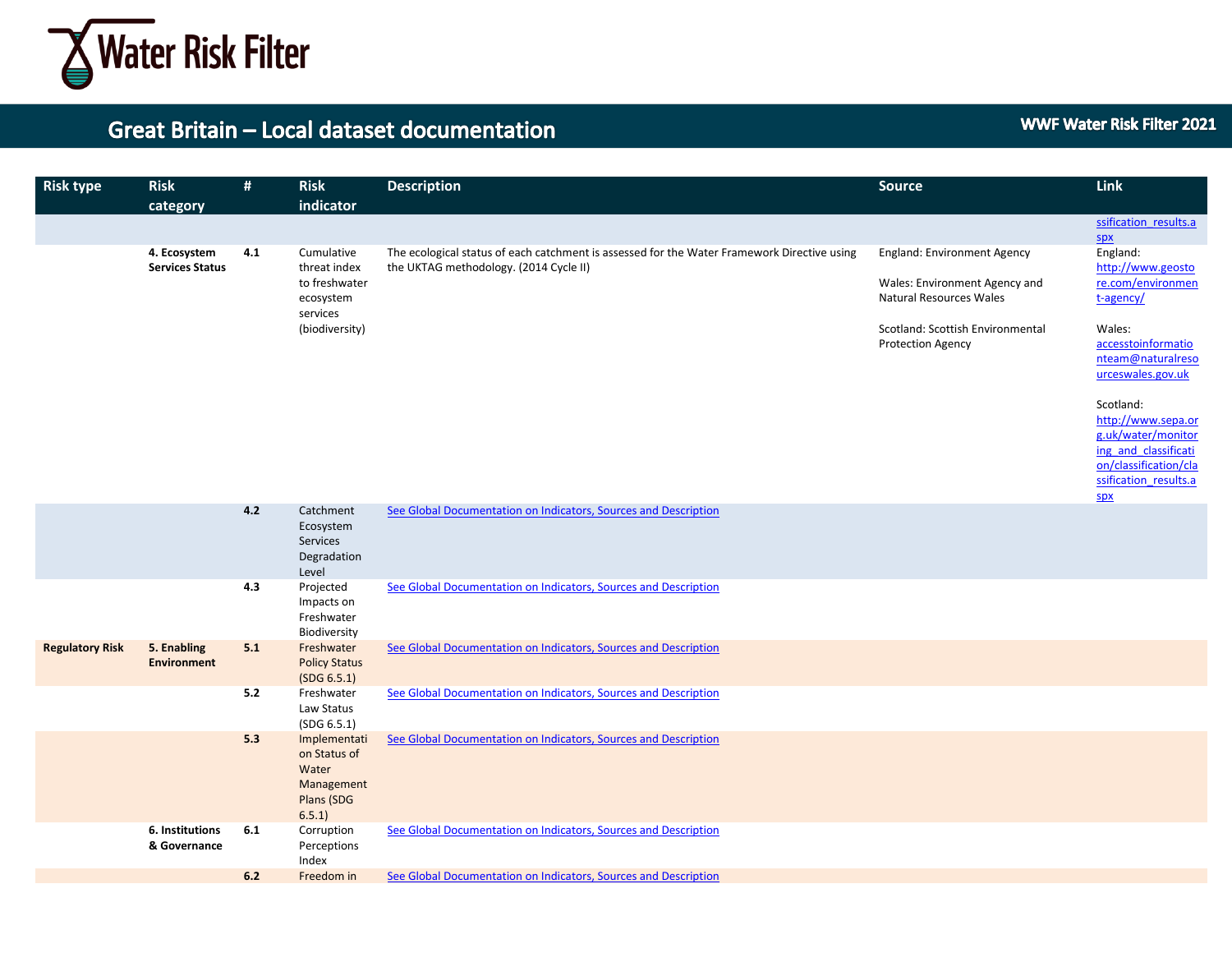# Great Britain – Local dataset documentation

WWF Water Risk Filter 2021

| Risk type | Risk category | # | Risk indicator | Description | Source | Link |
|---|---|---|---|---|---|---|
| | | | | | | ssification_results.aspx |
| | **4. Ecosystem Services Status** | **4.1** | Cumulative threat index to freshwater ecosystem services (biodiversity) | The ecological status of each catchment is assessed for the Water Framework Directive using the UKTAG methodology. (2014 Cycle II) | England: Environment Agency<br><br>Wales: Environment Agency and Natural Resources Wales<br><br>Scotland: Scottish Environmental Protection Agency | England: http://www.geostore.com/environment-agency/<br><br>Wales: accesstoinformationteam@naturalresourceswales.gov.uk<br><br>Scotland: http://www.sepa.org.uk/water/monitoring_and_classification/classification/classification_results.aspx |
| | | **4.2** | Catchment Ecosystem Services Degradation Level | See Global Documentation on Indicators, Sources and Description | | |
| | | **4.3** | Projected Impacts on Freshwater Biodiversity | See Global Documentation on Indicators, Sources and Description | | |
| **Regulatory Risk** | **5. Enabling Environment** | **5.1** | Freshwater Policy Status (SDG 6.5.1) | See Global Documentation on Indicators, Sources and Description | | |
| | | **5.2** | Freshwater Law Status (SDG 6.5.1) | See Global Documentation on Indicators, Sources and Description | | |
| | | **5.3** | Implementation Status of Water Management Plans (SDG 6.5.1) | See Global Documentation on Indicators, Sources and Description | | |
| | **6. Institutions & Governance** | **6.1** | Corruption Perceptions Index | See Global Documentation on Indicators, Sources and Description | | |
| | | **6.2** | Freedom in | See Global Documentation on Indicators, Sources and Description | | |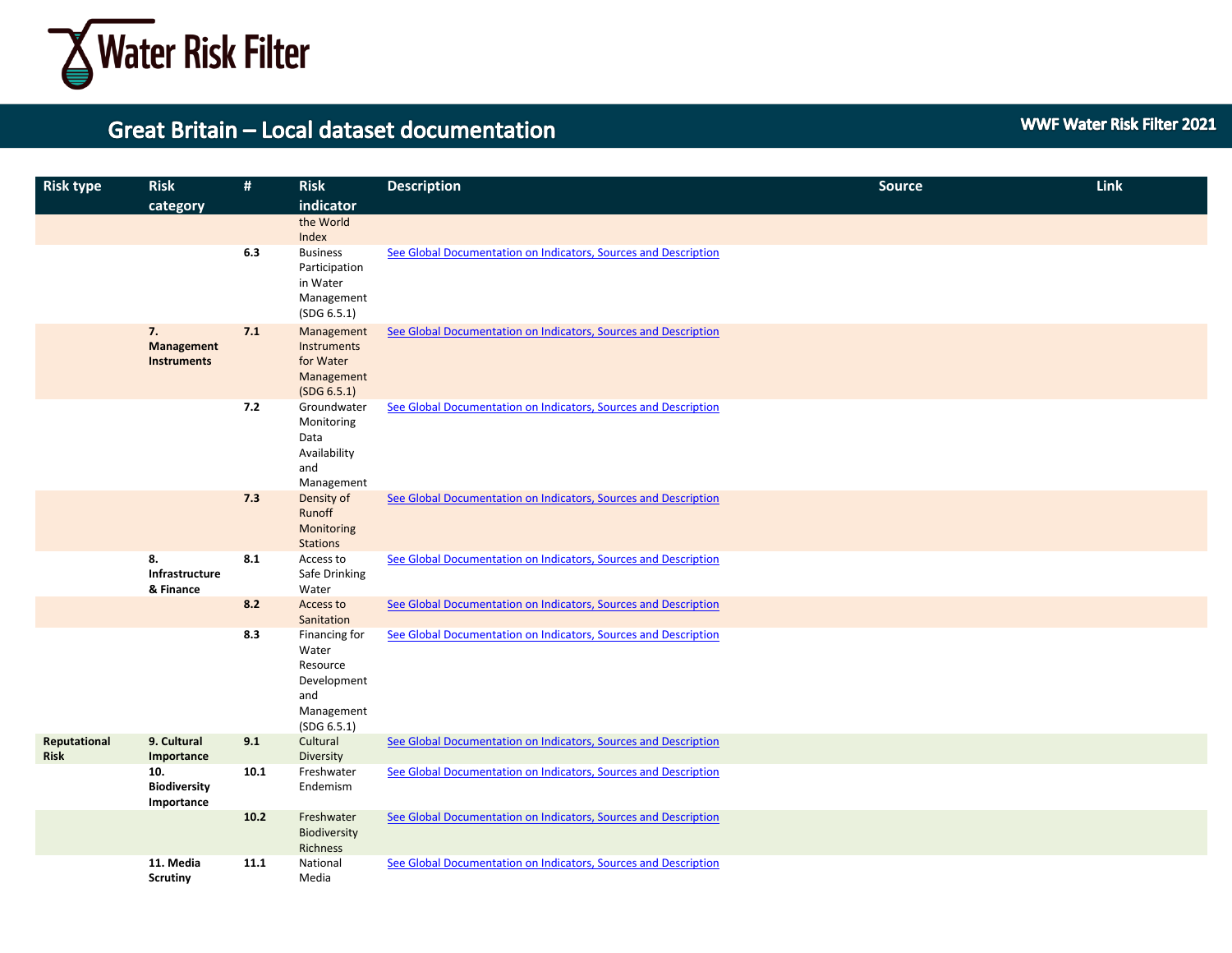## Great Britain – Local dataset documentation

| Risk type | Risk category | # | Risk indicator | Description | Source | Link |
|---|---|---|---|---|---|---|
| | | | the World Index | | | |
| | | 6.3 | Business Participation in Water Management (SDG 6.5.1) | See Global Documentation on Indicators, Sources and Description | | |
| | **7. Management Instruments** | 7.1 | Management Instruments for Water Management (SDG 6.5.1) | See Global Documentation on Indicators, Sources and Description | | |
| | | 7.2 | Groundwater Monitoring Data Availability and Management | See Global Documentation on Indicators, Sources and Description | | |
| | | 7.3 | Density of Runoff Monitoring Stations | See Global Documentation on Indicators, Sources and Description | | |
| | **8. Infrastructure & Finance** | 8.1 | Access to Safe Drinking Water | See Global Documentation on Indicators, Sources and Description | | |
| | | 8.2 | Access to Sanitation | See Global Documentation on Indicators, Sources and Description | | |
| | | 8.3 | Financing for Water Resource Development and Management (SDG 6.5.1) | See Global Documentation on Indicators, Sources and Description | | |
| **Reputational Risk** | **9. Cultural Importance** | 9.1 | Cultural Diversity | See Global Documentation on Indicators, Sources and Description | | |
| | **10. Biodiversity Importance** | 10.1 | Freshwater Endemism | See Global Documentation on Indicators, Sources and Description | | |
| | | 10.2 | Freshwater Biodiversity Richness | See Global Documentation on Indicators, Sources and Description | | |
| | **11. Media Scrutiny** | 11.1 | National Media | See Global Documentation on Indicators, Sources and Description | | |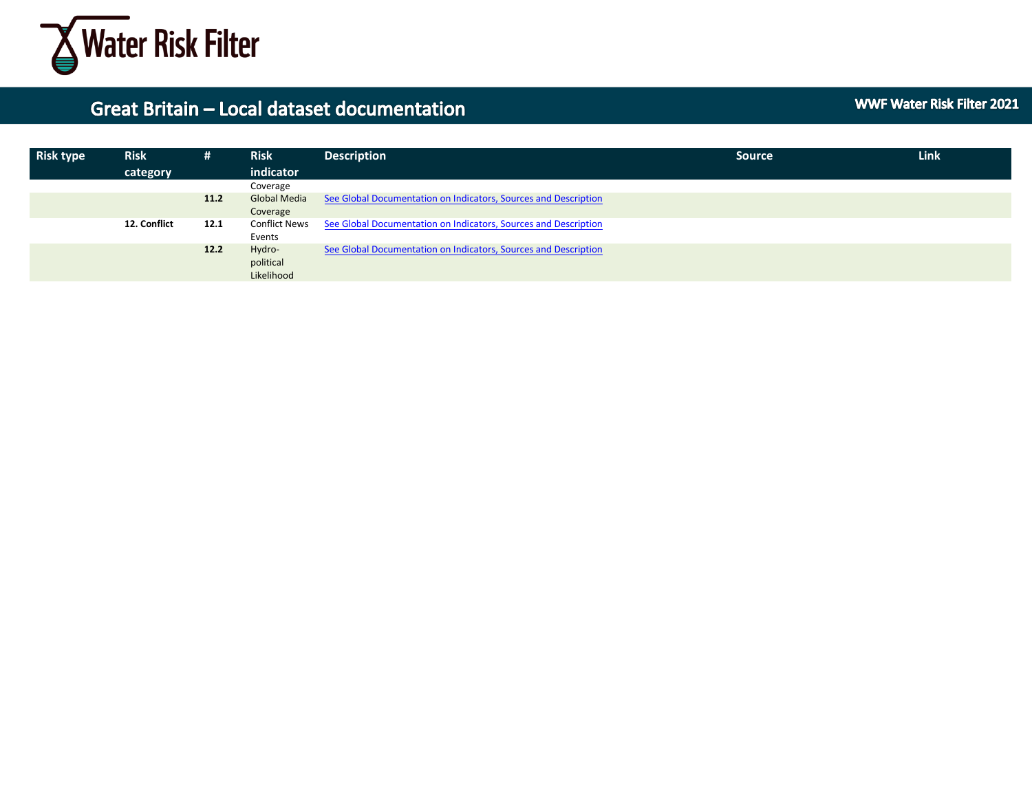# Great Britain – Local dataset documentation

| Risk type | Risk category | # | Risk indicator | Description | Source | Link |
|---|---|---|---|---|---|---|
| | | | Coverage | | | |
| | | **11.2** | Global Media Coverage | See Global Documentation on Indicators, Sources and Description | | |
| | **12. Conflict** | **12.1** | Conflict News Events | See Global Documentation on Indicators, Sources and Description | | |
| | | **12.2** | Hydro-political Likelihood | See Global Documentation on Indicators, Sources and Description | | |